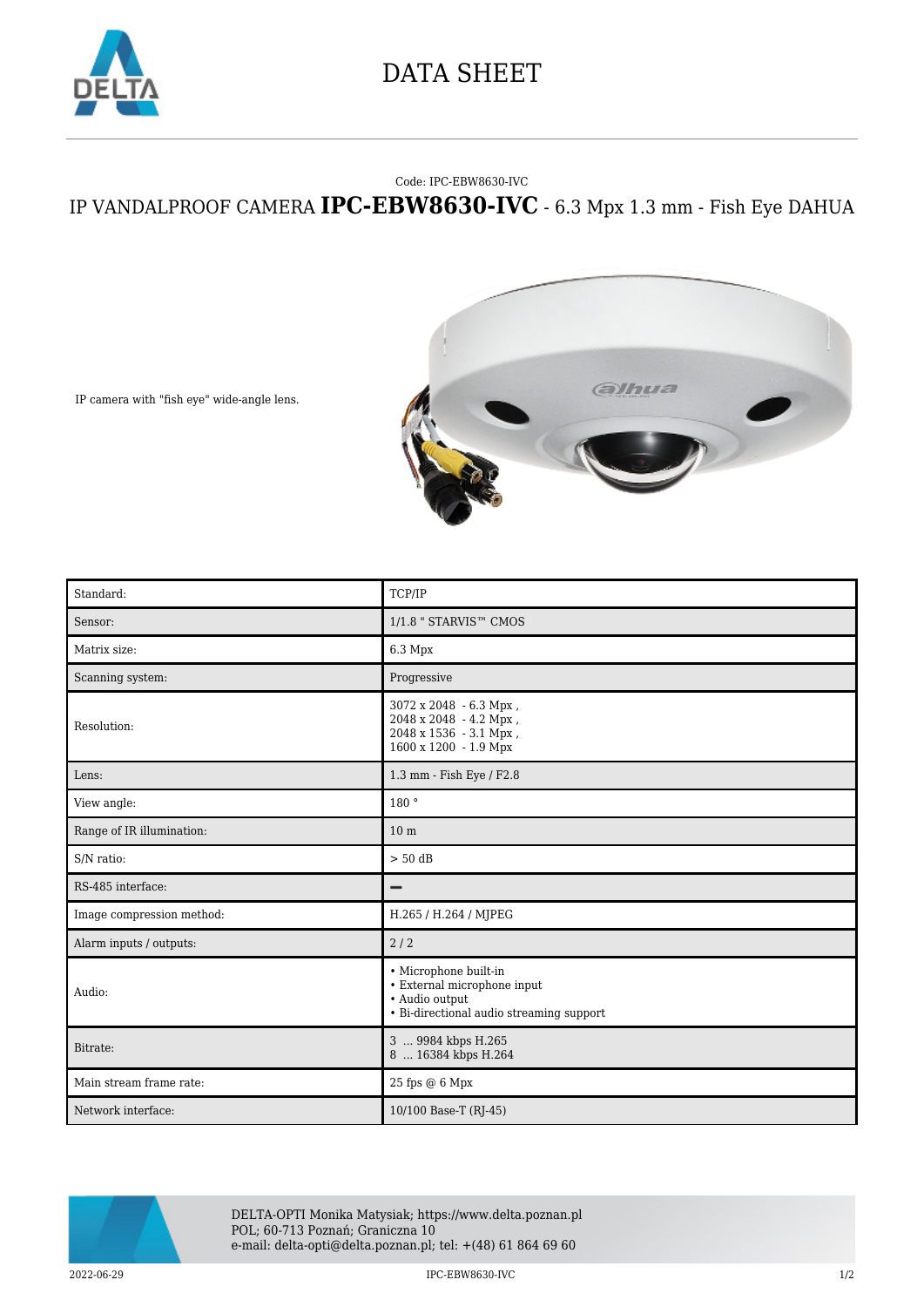# DATA SHEET

Code: IPC-EBW8630-IVC

## IP VANDALPROOF CAMERA **IPC-EBW8630-IVC** - 6.3 Mpx 1.3 mm - Fish Eye DAHUA

IP camera with "fish eye" wide-angle lens.

| | |
|---|---|
| Standard: | TCP/IP |
| Sensor: | 1/1.8 " STARVIS™ CMOS |
| Matrix size: | 6.3 Mpx |
| Scanning system: | Progressive |
| Resolution: | 3072 x 2048 - 6.3 Mpx ,<br>2048 x 2048 - 4.2 Mpx ,<br>2048 x 1536 - 3.1 Mpx ,<br>1600 x 1200 - 1.9 Mpx |
| Lens: | 1.3 mm - Fish Eye / F2.8 |
| View angle: | 180 ° |
| Range of IR illumination: | 10 m |
| S/N ratio: | > 50 dB |
| RS-485 interface: | – |
| Image compression method: | H.265 / H.264 / MJPEG |
| Alarm inputs / outputs: | 2 / 2 |
| Audio: | • Microphone built-in<br>• External microphone input<br>• Audio output<br>• Bi-directional audio streaming support |
| Bitrate: | 3 ... 9984 kbps H.265<br>8 ... 16384 kbps H.264 |
| Main stream frame rate: | 25 fps @ 6 Mpx |
| Network interface: | 10/100 Base-T (RJ-45) |

DELTA-OPTI Monika Matysiak; https://www.delta.poznan.pl
POL; 60-713 Poznań; Graniczna 10
e-mail: delta-opti@delta.poznan.pl; tel: +(48) 61 864 69 60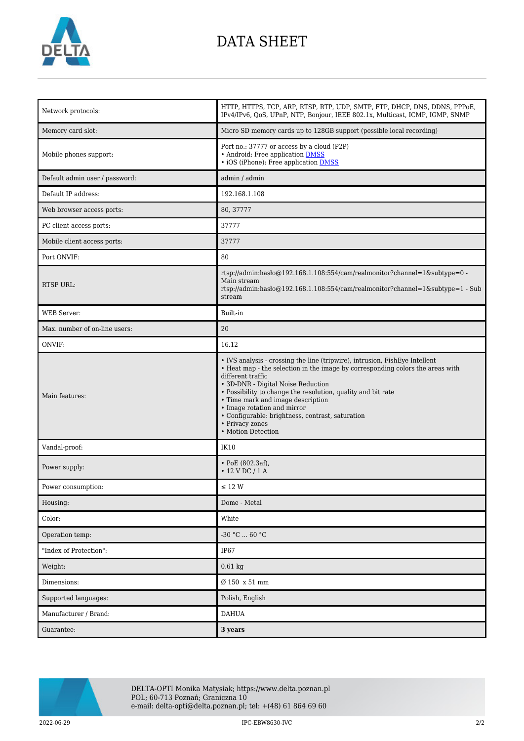# DATA SHEET

| | |
|---|---|
| Network protocols: | HTTP, HTTPS, TCP, ARP, RTSP, RTP, UDP, SMTP, FTP, DHCP, DNS, DDNS, PPPoE, IPv4/IPv6, QoS, UPnP, NTP, Bonjour, IEEE 802.1x, Multicast, ICMP, IGMP, SNMP |
| Memory card slot: | Micro SD memory cards up to 128GB support (possible local recording) |
| Mobile phones support: | Port no.: 37777 or access by a cloud (P2P)<br>• Android: Free application DMSS<br>• iOS (iPhone): Free application DMSS |
| Default admin user / password: | admin / admin |
| Default IP address: | 192.168.1.108 |
| Web browser access ports: | 80, 37777 |
| PC client access ports: | 37777 |
| Mobile client access ports: | 37777 |
| Port ONVIF: | 80 |
| RTSP URL: | rtsp://admin:hasło@192.168.1.108:554/cam/realmonitor?channel=1&subtype=0 - Main stream<br>rtsp://admin:hasło@192.168.1.108:554/cam/realmonitor?channel=1&subtype=1 - Sub stream |
| WEB Server: | Built-in |
| Max. number of on-line users: | 20 |
| ONVIF: | 16.12 |
| Main features: | • IVS analysis - crossing the line (tripwire), intrusion, FishEye Intellent<br>• Heat map - the selection in the image by corresponding colors the areas with different traffic<br>• 3D-DNR - Digital Noise Reduction<br>• Possibility to change the resolution, quality and bit rate<br>• Time mark and image description<br>• Image rotation and mirror<br>• Configurable: brightness, contrast, saturation<br>• Privacy zones<br>• Motion Detection |
| Vandal-proof: | IK10 |
| Power supply: | • PoE (802.3af),<br>• 12 V DC / 1 A |
| Power consumption: | ≤ 12 W |
| Housing: | Dome - Metal |
| Color: | White |
| Operation temp: | -30 °C ... 60 °C |
| "Index of Protection": | IP67 |
| Weight: | 0.61 kg |
| Dimensions: | Ø 150 x 51 mm |
| Supported languages: | Polish, English |
| Manufacturer / Brand: | DAHUA |
| Guarantee: | **3 years** |

DELTA-OPTI Monika Matysiak; https://www.delta.poznan.pl
POL; 60-713 Poznań; Graniczna 10
e-mail: delta-opti@delta.poznan.pl; tel: +(48) 61 864 69 60

2022-06-29 IPC-EBW8630-IVC